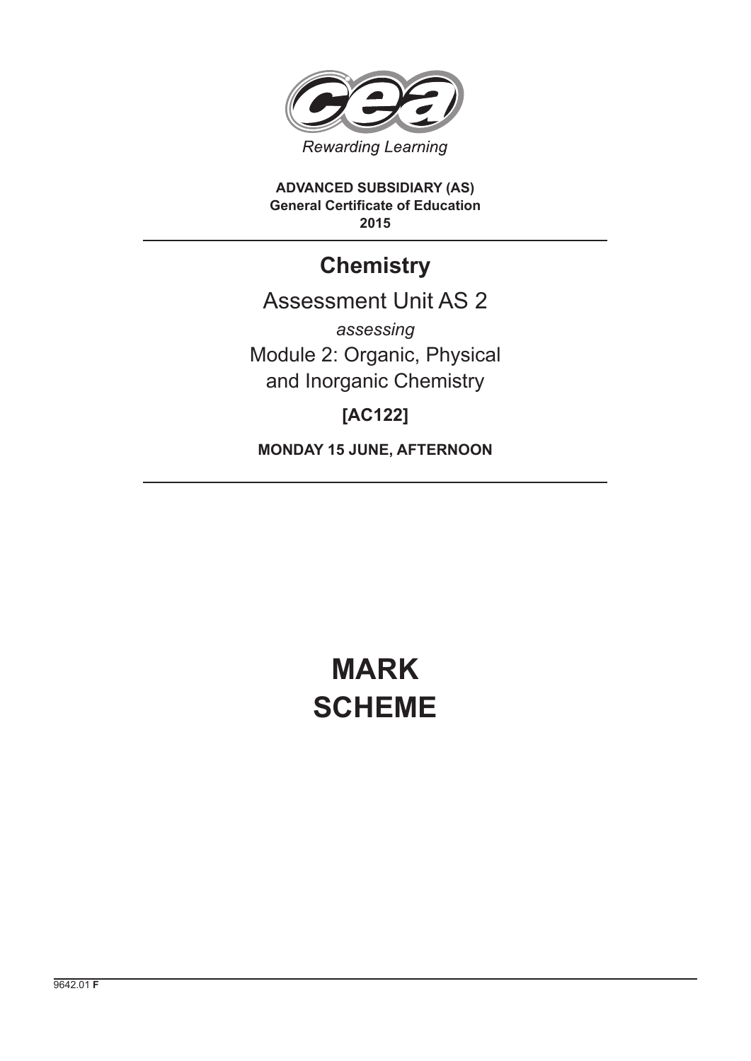Rewarding Learning

**ADVANCED SUBSIDIARY (AS)**
**General Certificate of Education**
**2015**

# Chemistry

Assessment Unit AS 2

*assessing*

Module 2: Organic, Physical and Inorganic Chemistry

**[AC122]**

**MONDAY 15 JUNE, AFTERNOON**

# MARK SCHEME

9642.01 **F**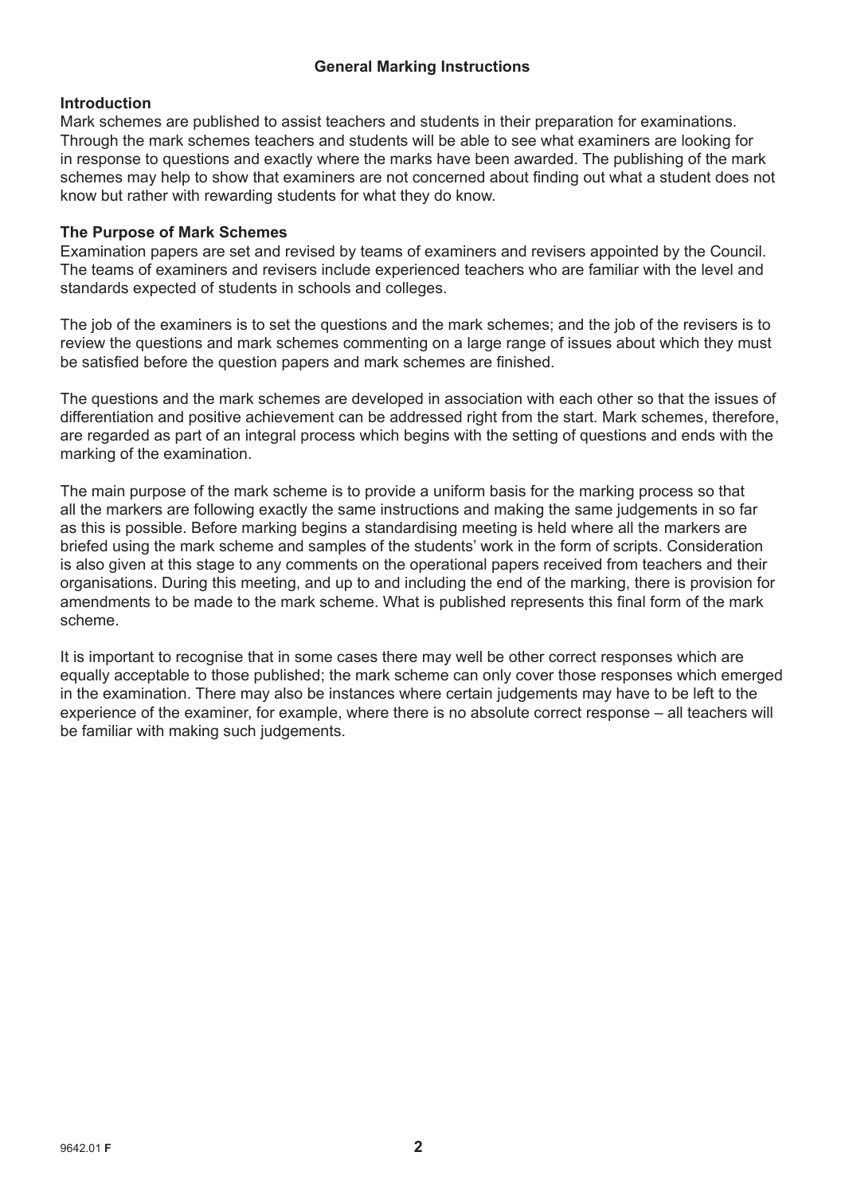## General Marking Instructions

### Introduction

Mark schemes are published to assist teachers and students in their preparation for examinations. Through the mark schemes teachers and students will be able to see what examiners are looking for in response to questions and exactly where the marks have been awarded. The publishing of the mark schemes may help to show that examiners are not concerned about finding out what a student does not know but rather with rewarding students for what they do know.

### The Purpose of Mark Schemes

Examination papers are set and revised by teams of examiners and revisers appointed by the Council. The teams of examiners and revisers include experienced teachers who are familiar with the level and standards expected of students in schools and colleges.

The job of the examiners is to set the questions and the mark schemes; and the job of the revisers is to review the questions and mark schemes commenting on a large range of issues about which they must be satisfied before the question papers and mark schemes are finished.

The questions and the mark schemes are developed in association with each other so that the issues of differentiation and positive achievement can be addressed right from the start. Mark schemes, therefore, are regarded as part of an integral process which begins with the setting of questions and ends with the marking of the examination.

The main purpose of the mark scheme is to provide a uniform basis for the marking process so that all the markers are following exactly the same instructions and making the same judgements in so far as this is possible. Before marking begins a standardising meeting is held where all the markers are briefed using the mark scheme and samples of the students' work in the form of scripts. Consideration is also given at this stage to any comments on the operational papers received from teachers and their organisations. During this meeting, and up to and including the end of the marking, there is provision for amendments to be made to the mark scheme. What is published represents this final form of the mark scheme.

It is important to recognise that in some cases there may well be other correct responses which are equally acceptable to those published; the mark scheme can only cover those responses which emerged in the examination. There may also be instances where certain judgements may have to be left to the experience of the examiner, for example, where there is no absolute correct response – all teachers will be familiar with making such judgements.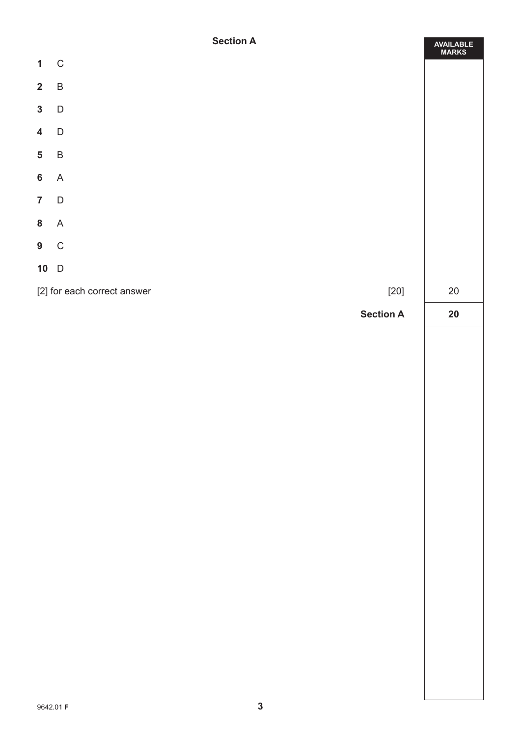## Section A

| | | AVAILABLE MARKS |
|---|---|---|
| **1** | C | |
| **2** | B | |
| **3** | D | |
| **4** | D | |
| **5** | B | |
| **6** | A | |
| **7** | D | |
| **8** | A | |
| **9** | C | |
| **10** | D | |
| [2] for each correct answer | [20] | 20 |
| | **Section A** | **20** |

9642.01 **F**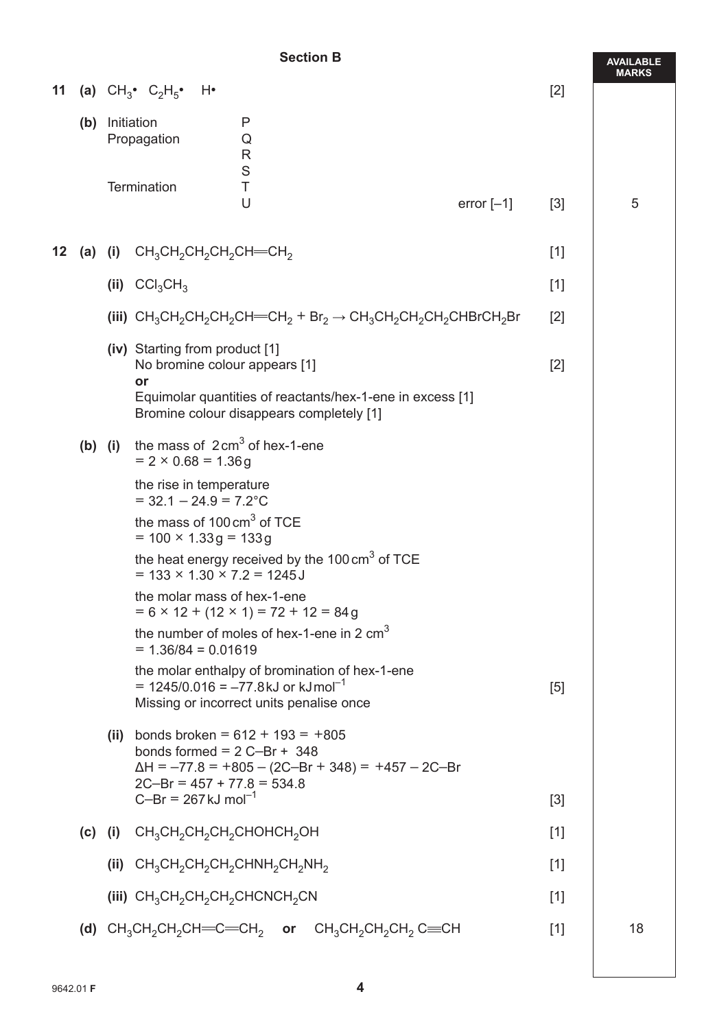## Section B

**AVAILABLE MARKS**

**11** **(a)** $CH_3\bullet$ $C_2H_5\bullet$ $H\bullet$ [2]

**(b)** Initiation P
Propagation Q
R
S
Termination T
U
error [–1] [3] — **5**

**12** **(a)** **(i)** $CH_3CH_2CH_2CH_2CH{=}CH_2$ [1]

**(ii)** $CCl_3CH_3$ [1]

**(iii)** $CH_3CH_2CH_2CH_2CH{=}CH_2 + Br_2 \rightarrow CH_3CH_2CH_2CH_2CHBrCH_2Br$ [2]

**(iv)** Starting from product [1]
No bromine colour appears [1] [2]
**or**
Equimolar quantities of reactants/hex-1-ene in excess [1]
Bromine colour disappears completely [1]

**(b)** **(i)** the mass of $2\,cm^3$ of hex-1-ene
$= 2 \times 0.68 = 1.36\,g$

the rise in temperature
$= 32.1 - 24.9 = 7.2\,°C$

the mass of $100\,cm^3$ of TCE
$= 100 \times 1.33\,g = 133\,g$

the heat energy received by the $100\,cm^3$ of TCE
$= 133 \times 1.30 \times 7.2 = 1245\,J$

the molar mass of hex-1-ene
$= 6 \times 12 + (12 \times 1) = 72 + 12 = 84\,g$

the number of moles of hex-1-ene in $2\,cm^3$
$= 1.36/84 = 0.01619$

the molar enthalpy of bromination of hex-1-ene
$= 1245/0.016 = -77.8\,kJ$ or $kJ\,mol^{-1}$ [5]
Missing or incorrect units penalise once

**(ii)** bonds broken $= 612 + 193 = +805$
bonds formed $= 2$ C–Br $+ 348$
$\Delta H = -77.8 = +805 - (2C\text{–}Br + 348) = +457 - 2C\text{–}Br$
$2C\text{–}Br = 457 + 77.8 = 534.8$
$C\text{–}Br = 267\,kJ\,mol^{-1}$ [3]

**(c)** **(i)** $CH_3CH_2CH_2CH_2CHOHCH_2OH$ [1]

**(ii)** $CH_3CH_2CH_2CH_2CHNH_2CH_2NH_2$ [1]

**(iii)** $CH_3CH_2CH_2CH_2CHCNCH_2CN$ [1]

**(d)** $CH_3CH_2CH_2CH{=}C{=}CH_2$ **or** $CH_3CH_2CH_2CH_2C{\equiv}CH$ [1] — **18**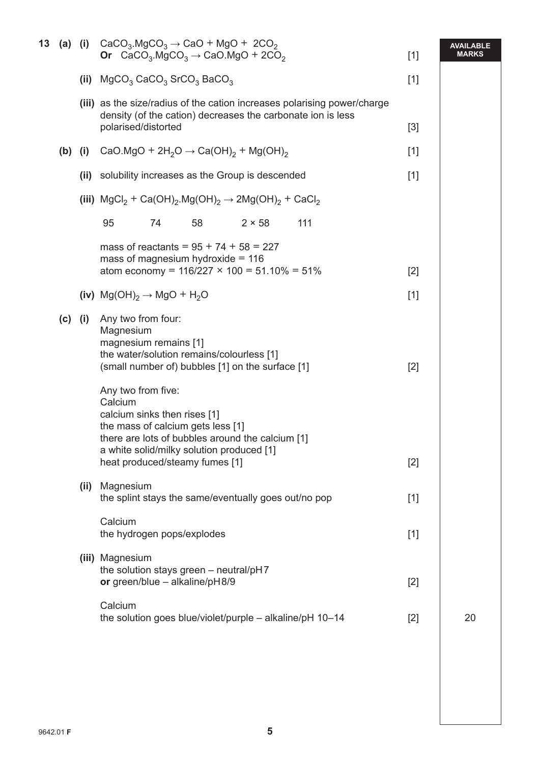**13 (a) (i)** $CaCO_3.MgCO_3 \rightarrow CaO + MgO + 2CO_2$
**Or** $CaCO_3.MgCO_3 \rightarrow CaO.MgO + 2CO_2$ [1]

**(ii)** $MgCO_3$ $CaCO_3$ $SrCO_3$ $BaCO_3$ [1]

**(iii)** as the size/radius of the cation increases polarising power/charge density (of the cation) decreases the carbonate ion is less polarised/distorted [3]

**(b) (i)** $CaO.MgO + 2H_2O \rightarrow Ca(OH)_2 + Mg(OH)_2$ [1]

**(ii)** solubility increases as the Group is descended [1]

**(iii)** $MgCl_2 + Ca(OH)_2.Mg(OH)_2 \rightarrow 2Mg(OH)_2 + CaCl_2$

95 74 58 2 × 58 111

mass of reactants = 95 + 74 + 58 = 227
mass of magnesium hydroxide = 116
atom economy = 116/227 × 100 = 51.10% = 51% [2]

**(iv)** $Mg(OH)_2 \rightarrow MgO + H_2O$ [1]

**(c) (i)** Any two from four:
Magnesium
magnesium remains [1]
the water/solution remains/colourless [1]
(small number of) bubbles [1] on the surface [1] [2]

Any two from five:
Calcium
calcium sinks then rises [1]
the mass of calcium gets less [1]
there are lots of bubbles around the calcium [1]
a white solid/milky solution produced [1]
heat produced/steamy fumes [1] [2]

**(ii)** Magnesium
the splint stays the same/eventually goes out/no pop [1]

Calcium
the hydrogen pops/explodes [1]

**(iii)** Magnesium
the solution stays green – neutral/pH 7
**or** green/blue – alkaline/pH 8/9 [2]

Calcium
the solution goes blue/violet/purple – alkaline/pH 10–14 [2]

AVAILABLE MARKS: 20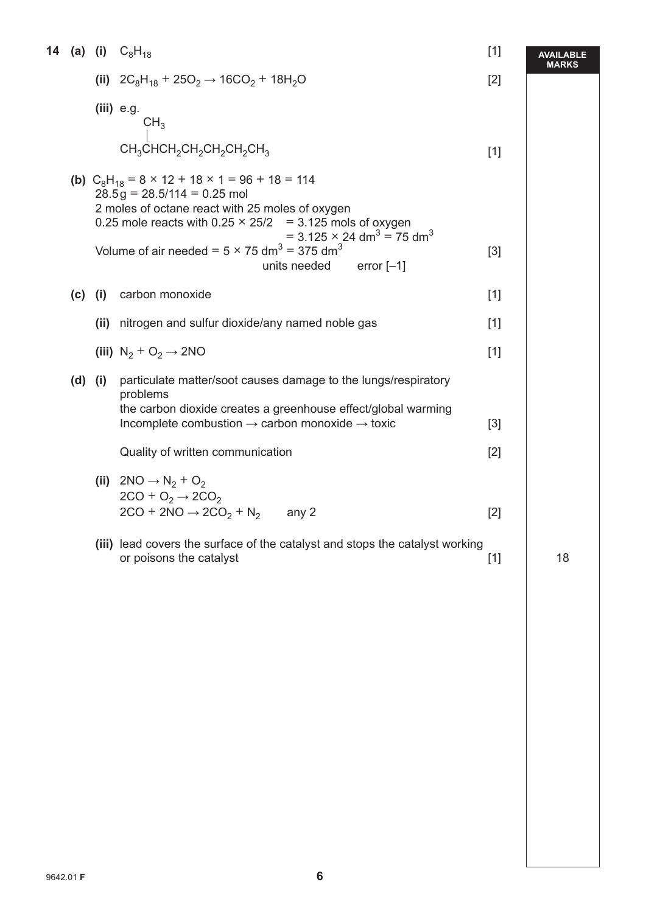**14 (a) (i)** $C_8H_{18}$ [1]

**(ii)** $2C_8H_{18} + 25O_2 \rightarrow 16CO_2 + 18H_2O$ [2]

**(iii)** e.g.

$$\begin{array}{l} \quad CH_3 \\ \quad | \\ CH_3CHCH_2CH_2CH_2CH_2CH_3 \end{array}$$

[1]

**(b)** $C_8H_{18} = 8 \times 12 + 18 \times 1 = 96 + 18 = 114$

$28.5\,g = 28.5/114 = 0.25$ mol

2 moles of octane react with 25 moles of oxygen

0.25 mole reacts with $0.25 \times 25/2 = 3.125$ mols of oxygen

$= 3.125 \times 24\,dm^3 = 75\,dm^3$

Volume of air needed $= 5 \times 75\,dm^3 = 375\,dm^3$ [3]

units needed error [–1]

**(c) (i)** carbon monoxide [1]

**(ii)** nitrogen and sulfur dioxide/any named noble gas [1]

**(iii)** $N_2 + O_2 \rightarrow 2NO$ [1]

**(d) (i)** particulate matter/soot causes damage to the lungs/respiratory problems

the carbon dioxide creates a greenhouse effect/global warming

Incomplete combustion → carbon monoxide → toxic [3]

Quality of written communication [2]

**(ii)** $2NO \rightarrow N_2 + O_2$

$2CO + O_2 \rightarrow 2CO_2$

$2CO + 2NO \rightarrow 2CO_2 + N_2$ any 2 [2]

**(iii)** lead covers the surface of the catalyst and stops the catalyst working or poisons the catalyst [1]

AVAILABLE MARKS: 18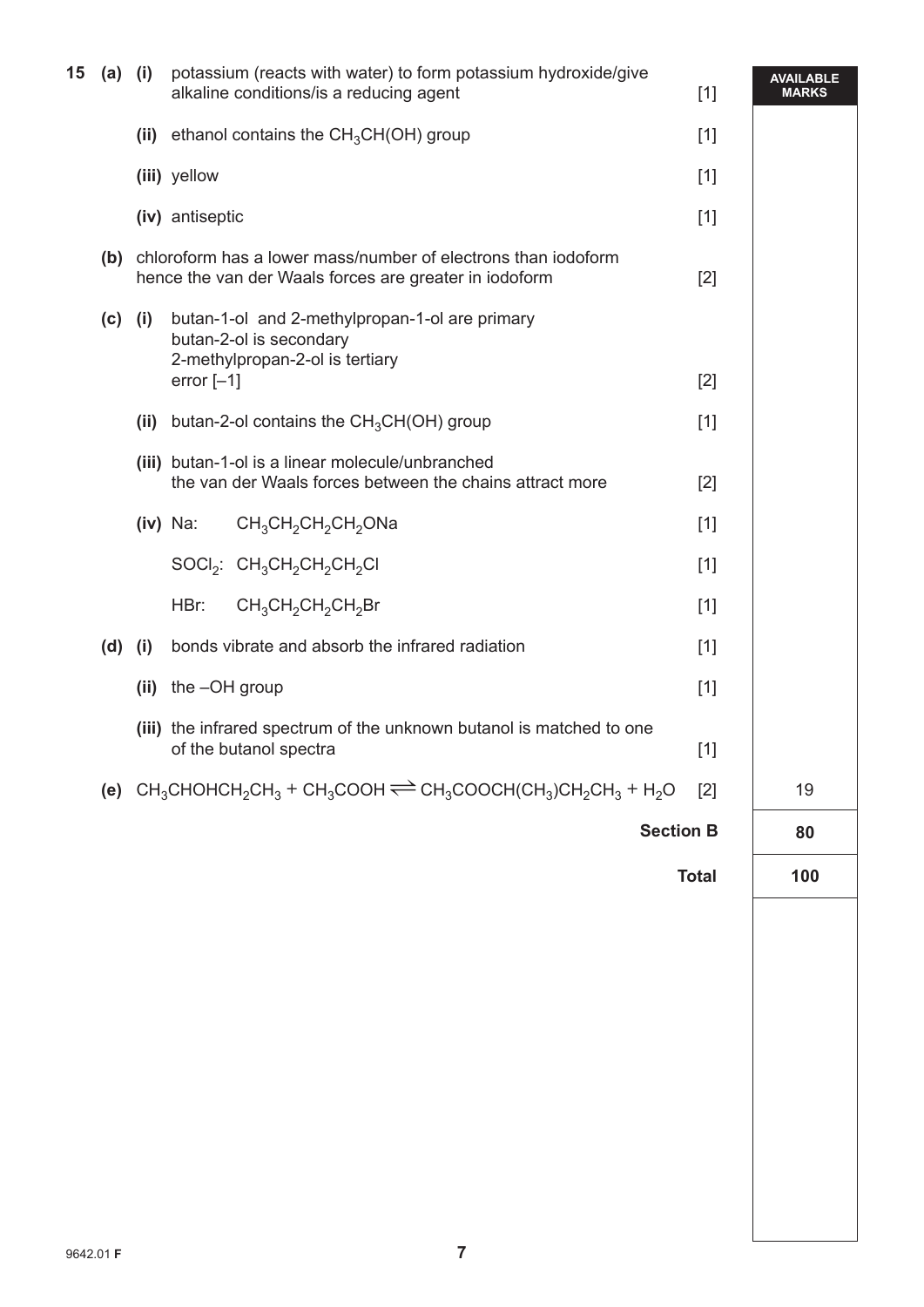| | | | | AVAILABLE MARKS |
|---|---|---|---|---|
| **15** | **(a)** | **(i)** potassium (reacts with water) to form potassium hydroxide/give alkaline conditions/is a reducing agent | [1] | |
| | | **(ii)** ethanol contains the $CH_3CH(OH)$ group | [1] | |
| | | **(iii)** yellow | [1] | |
| | | **(iv)** antiseptic | [1] | |
| | **(b)** | chloroform has a lower mass/number of electrons than iodoform hence the van der Waals forces are greater in iodoform | [2] | |
| | **(c)** | **(i)** butan-1-ol and 2-methylpropan-1-ol are primary<br>butan-2-ol is secondary<br>2-methylpropan-2-ol is tertiary<br>error [–1] | [2] | |
| | | **(ii)** butan-2-ol contains the $CH_3CH(OH)$ group | [1] | |
| | | **(iii)** butan-1-ol is a linear molecule/unbranched<br>the van der Waals forces between the chains attract more | [2] | |
| | | **(iv)** Na: $CH_3CH_2CH_2CH_2ONa$ | [1] | |
| | | $SOCl_2$: $CH_3CH_2CH_2CH_2Cl$ | [1] | |
| | | HBr: $CH_3CH_2CH_2CH_2Br$ | [1] | |
| | **(d)** | **(i)** bonds vibrate and absorb the infrared radiation | [1] | |
| | | **(ii)** the –OH group | [1] | |
| | | **(iii)** the infrared spectrum of the unknown butanol is matched to one of the butanol spectra | [1] | |
| | **(e)** | $CH_3CHOHCH_2CH_3 + CH_3COOH \rightleftharpoons CH_3COOCH(CH_3)CH_2CH_3 + H_2O$ | [2] | 19 |
| | | | **Section B** | **80** |
| | | | **Total** | **100** |